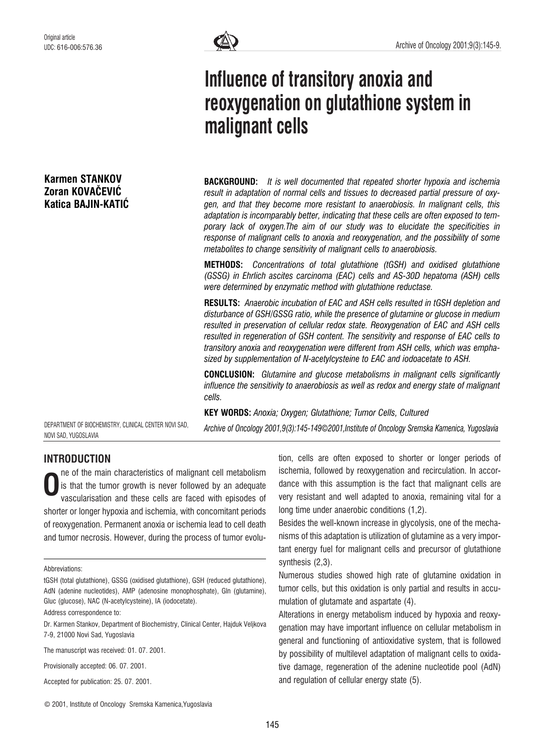Original article

UDC: 616-006:576.36

# Influence of transitory anoxia and reoxygenation on glutathione system in malignant cells

**Karmen STANKOV**
**Zoran KOVAČEVIĆ**
**Katica BAJIN-KATIĆ**

DEPARTMENT OF BIOCHEMISTRY, CLINICAL CENTER NOVI SAD, NOVI SAD, YUGOSLAVIA

**BACKGROUND:** *It is well documented that repeated shorter hypoxia and ischemia result in adaptation of normal cells and tissues to decreased partial pressure of oxygen, and that they become more resistant to anaerobiosis. In malignant cells, this adaptation is incomparably better, indicating that these cells are often exposed to temporary lack of oxygen.The aim of our study was to elucidate the specificities in response of malignant cells to anoxia and reoxygenation, and the possibility of some metabolites to change sensitivity of malignant cells to anaerobiosis.*

**METHODS:** *Concentrations of total glutathione (tGSH) and oxidised glutathione (GSSG) in Ehrlich ascites carcinoma (EAC) cells and AS-30D hepatoma (ASH) cells were determined by enzymatic method with glutathione reductase.*

**RESULTS:** *Anaerobic incubation of EAC and ASH cells resulted in tGSH depletion and disturbance of GSH/GSSG ratio, while the presence of glutamine or glucose in medium resulted in preservation of cellular redox state. Reoxygenation of EAC and ASH cells resulted in regeneration of GSH content. The sensitivity and response of EAC cells to transitory anoxia and reoxygenation were different from ASH cells, which was emphasized by supplementation of N-acetylcysteine to EAC and iodoacetate to ASH.*

**CONCLUSION:** *Glutamine and glucose metabolisms in malignant cells significantly influence the sensitivity to anaerobiosis as well as redox and energy state of malignant cells.*

**KEY WORDS:** *Anoxia; Oxygen; Glutathione; Tumor Cells, Cultured*

*Archive of Oncology 2001,9(3):145-149©2001,Institute of Oncology Sremska Kamenica, Yugoslavia*

## INTRODUCTION

One of the main characteristics of malignant cell metabolism is that the tumor growth is never followed by an adequate vascularisation and these cells are faced with episodes of shorter or longer hypoxia and ischemia, with concomitant periods of reoxygenation. Permanent anoxia or ischemia lead to cell death and tumor necrosis. However, during the process of tumor evolution, cells are often exposed to shorter or longer periods of ischemia, followed by reoxygenation and recirculation. In accordance with this assumption is the fact that malignant cells are very resistant and well adapted to anoxia, remaining vital for a long time under anaerobic conditions (1,2).

Besides the well-known increase in glycolysis, one of the mechanisms of this adaptation is utilization of glutamine as a very important energy fuel for malignant cells and precursor of glutathione synthesis (2,3).

Numerous studies showed high rate of glutamine oxidation in tumor cells, but this oxidation is only partial and results in accumulation of glutamate and aspartate (4).

Alterations in energy metabolism induced by hypoxia and reoxygenation may have important influence on cellular metabolism in general and functioning of antioxidative system, that is followed by possibility of multilevel adaptation of malignant cells to oxidative damage, regeneration of the adenine nucleotide pool (AdN) and regulation of cellular energy state (5).

---

Abbreviations:

tGSH (total glutathione), GSSG (oxidised glutathione), GSH (reduced glutathione), AdN (adenine nucleotides), AMP (adenosine monophosphate), Gln (glutamine), Gluc (glucose), NAC (N-acetylcysteine), IA (iodocetate).

Address correspondence to:

Dr. Karmen Stankov, Department of Biochemistry, Clinical Center, Hajduk Veljkova 7-9, 21000 Novi Sad, Yugoslavia

The manuscript was received: 01. 07. 2001.

Provisionally accepted: 06. 07. 2001.

Accepted for publication: 25. 07. 2001.

© 2001, Institute of Oncology Sremska Kamenica,Yugoslavia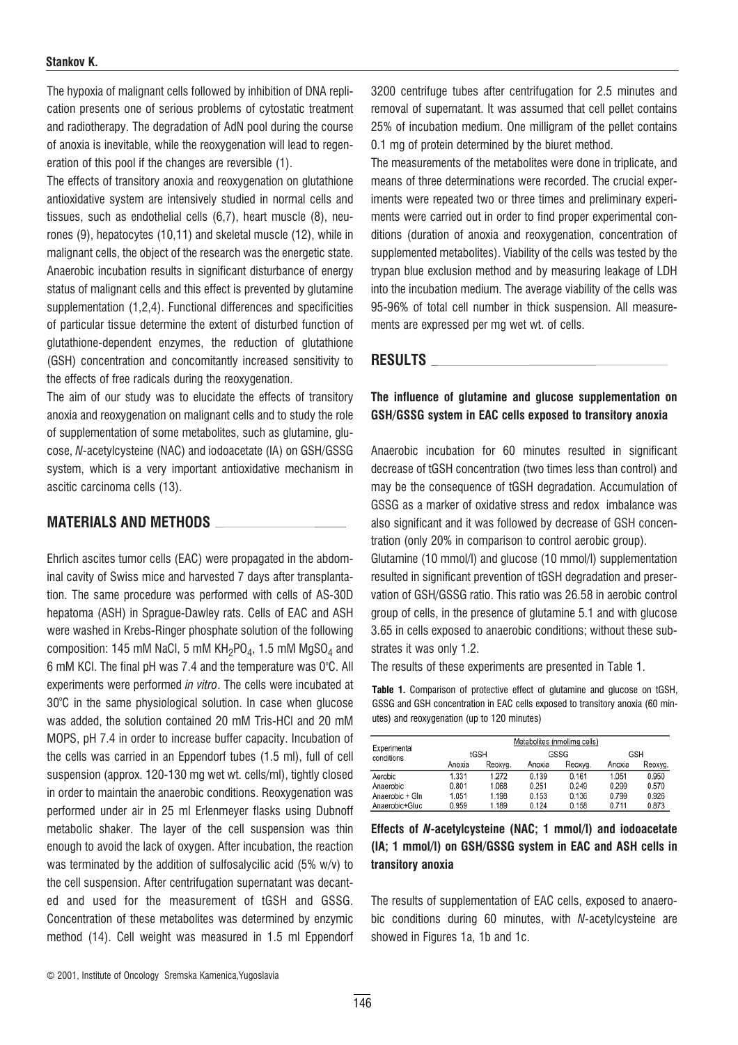The hypoxia of malignant cells followed by inhibition of DNA replication presents one of serious problems of cytostatic treatment and radiotherapy. The degradation of AdN pool during the course of anoxia is inevitable, while the reoxygenation will lead to regeneration of this pool if the changes are reversible (1).

The effects of transitory anoxia and reoxygenation on glutathione antioxidative system are intensively studied in normal cells and tissues, such as endothelial cells (6,7), heart muscle (8), neurones (9), hepatocytes (10,11) and skeletal muscle (12), while in malignant cells, the object of the research was the energetic state. Anaerobic incubation results in significant disturbance of energy status of malignant cells and this effect is prevented by glutamine supplementation (1,2,4). Functional differences and specificities of particular tissue determine the extent of disturbed function of glutathione-dependent enzymes, the reduction of glutathione (GSH) concentration and concomitantly increased sensitivity to the effects of free radicals during the reoxygenation.

The aim of our study was to elucidate the effects of transitory anoxia and reoxygenation on malignant cells and to study the role of supplementation of some metabolites, such as glutamine, glucose, *N*-acetylcysteine (NAC) and iodoacetate (IA) on GSH/GSSG system, which is a very important antioxidative mechanism in ascitic carcinoma cells (13).

## MATERIALS AND METHODS

Ehrlich ascites tumor cells (EAC) were propagated in the abdominal cavity of Swiss mice and harvested 7 days after transplantation. The same procedure was performed with cells of AS-30D hepatoma (ASH) in Sprague-Dawley rats. Cells of EAC and ASH were washed in Krebs-Ringer phosphate solution of the following composition: 145 mM NaCl, 5 mM $KH_2PO_4$, 1.5 mM $MgSO_4$ and 6 mM KCl. The final pH was 7.4 and the temperature was 0°C. All experiments were performed *in vitro*. The cells were incubated at 30°C in the same physiological solution. In case when glucose was added, the solution contained 20 mM Tris-HCl and 20 mM MOPS, pH 7.4 in order to increase buffer capacity. Incubation of the cells was carried in an Eppendorf tubes (1.5 ml), full of cell suspension (approx. 120-130 mg wet wt. cells/ml), tightly closed in order to maintain the anaerobic conditions. Reoxygenation was performed under air in 25 ml Erlenmeyer flasks using Dubnoff metabolic shaker. The layer of the cell suspension was thin enough to avoid the lack of oxygen. After incubation, the reaction was terminated by the addition of sulfosalycilic acid (5% w/v) to the cell suspension. After centrifugation supernatant was decanted and used for the measurement of tGSH and GSSG. Concentration of these metabolites was determined by enzymic method (14). Cell weight was measured in 1.5 ml Eppendorf 3200 centrifuge tubes after centrifugation for 2.5 minutes and removal of supernatant. It was assumed that cell pellet contains 25% of incubation medium. One milligram of the pellet contains 0.1 mg of protein determined by the biuret method.

The measurements of the metabolites were done in triplicate, and means of three determinations were recorded. The crucial experiments were repeated two or three times and preliminary experiments were carried out in order to find proper experimental conditions (duration of anoxia and reoxygenation, concentration of supplemented metabolites). Viability of the cells was tested by the trypan blue exclusion method and by measuring leakage of LDH into the incubation medium. The average viability of the cells was 95-96% of total cell number in thick suspension. All measurements are expressed per mg wet wt. of cells.

## RESULTS

### The influence of glutamine and glucose supplementation on GSH/GSSG system in EAC cells exposed to transitory anoxia

Anaerobic incubation for 60 minutes resulted in significant decrease of tGSH concentration (two times less than control) and may be the consequence of tGSH degradation. Accumulation of GSSG as a marker of oxidative stress and redox imbalance was also significant and it was followed by decrease of GSH concentration (only 20% in comparison to control aerobic group).

Glutamine (10 mmol/l) and glucose (10 mmol/l) supplementation resulted in significant prevention of tGSH degradation and preservation of GSH/GSSG ratio. This ratio was 26.58 in aerobic control group of cells, in the presence of glutamine 5.1 and with glucose 3.65 in cells exposed to anaerobic conditions; without these substrates it was only 1.2.

The results of these experiments are presented in Table 1.

**Table 1.** Comparison of protective effect of glutamine and glucose on tGSH, GSSG and GSH concentration in EAC cells exposed to transitory anoxia (60 minutes) and reoxygenation (up to 120 minutes)

| Experimental conditions | Metabolites (nmol/mg cells) | | | | | |
|---|---|---|---|---|---|---|
| | tGSH | | GSSG | | GSH | |
| | Anoxia | Reoxyg. | Anoxia | Reoxyg. | Anoxia | Reoxyg. |
| Aerobic | 1.331 | 1.272 | 0.139 | 0.161 | 1.051 | 0.950 |
| Anaerobic | 0.801 | 1.068 | 0.251 | 0.249 | 0.299 | 0.570 |
| Anaerobic + Gln | 1.051 | 1.198 | 0.153 | 0.136 | 0.799 | 0.926 |
| Anaerobic+Gluc | 0.959 | 1.189 | 0.124 | 0.158 | 0.711 | 0.873 |

### Effects of *N*-acetylcysteine (NAC; 1 mmol/l) and iodoacetate (IA; 1 mmol/l) on GSH/GSSG system in EAC and ASH cells in transitory anoxia

The results of supplementation of EAC cells, exposed to anaerobic conditions during 60 minutes, with *N*-acetylcysteine are showed in Figures 1a, 1b and 1c.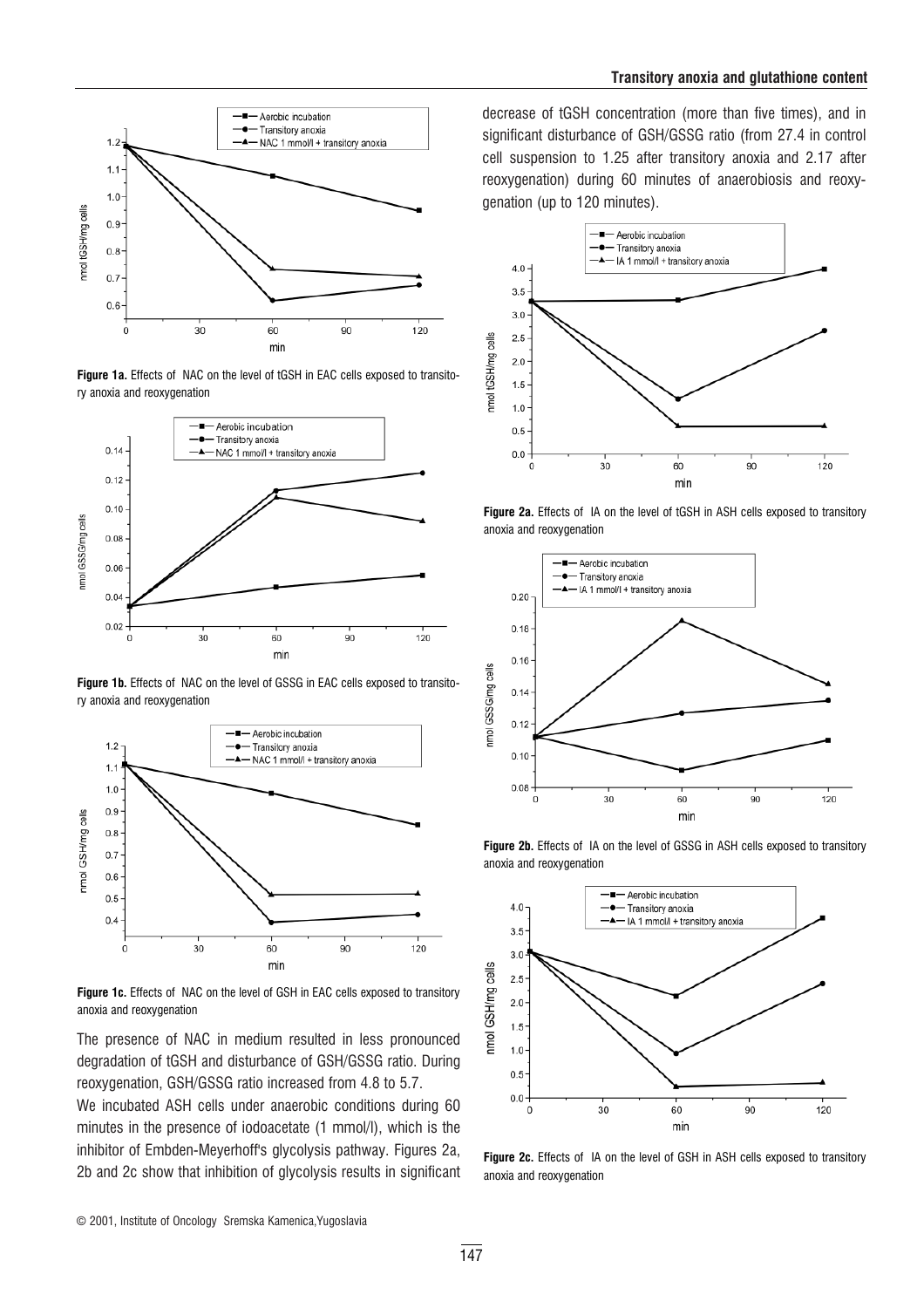Figure 1a. Effects of NAC on the level of tGSH in EAC cells exposed to transitory anoxia and reoxygenation

Figure 1b. Effects of NAC on the level of GSSG in EAC cells exposed to transitory anoxia and reoxygenation

Figure 1c. Effects of NAC on the level of GSH in EAC cells exposed to transitory anoxia and reoxygenation

The presence of NAC in medium resulted in less pronounced degradation of tGSH and disturbance of GSH/GSSG ratio. During reoxygenation, GSH/GSSG ratio increased from 4.8 to 5.7.

We incubated ASH cells under anaerobic conditions during 60 minutes in the presence of iodoacetate (1 mmol/l), which is the inhibitor of Embden-Meyerhoff's glycolysis pathway. Figures 2a, 2b and 2c show that inhibition of glycolysis results in significant decrease of tGSH concentration (more than five times), and in significant disturbance of GSH/GSSG ratio (from 27.4 in control cell suspension to 1.25 after transitory anoxia and 2.17 after reoxygenation) during 60 minutes of anaerobiosis and reoxygenation (up to 120 minutes).

Figure 2a. Effects of IA on the level of tGSH in ASH cells exposed to transitory anoxia and reoxygenation

Figure 2b. Effects of IA on the level of GSSG in ASH cells exposed to transitory anoxia and reoxygenation

Figure 2c. Effects of IA on the level of GSH in ASH cells exposed to transitory anoxia and reoxygenation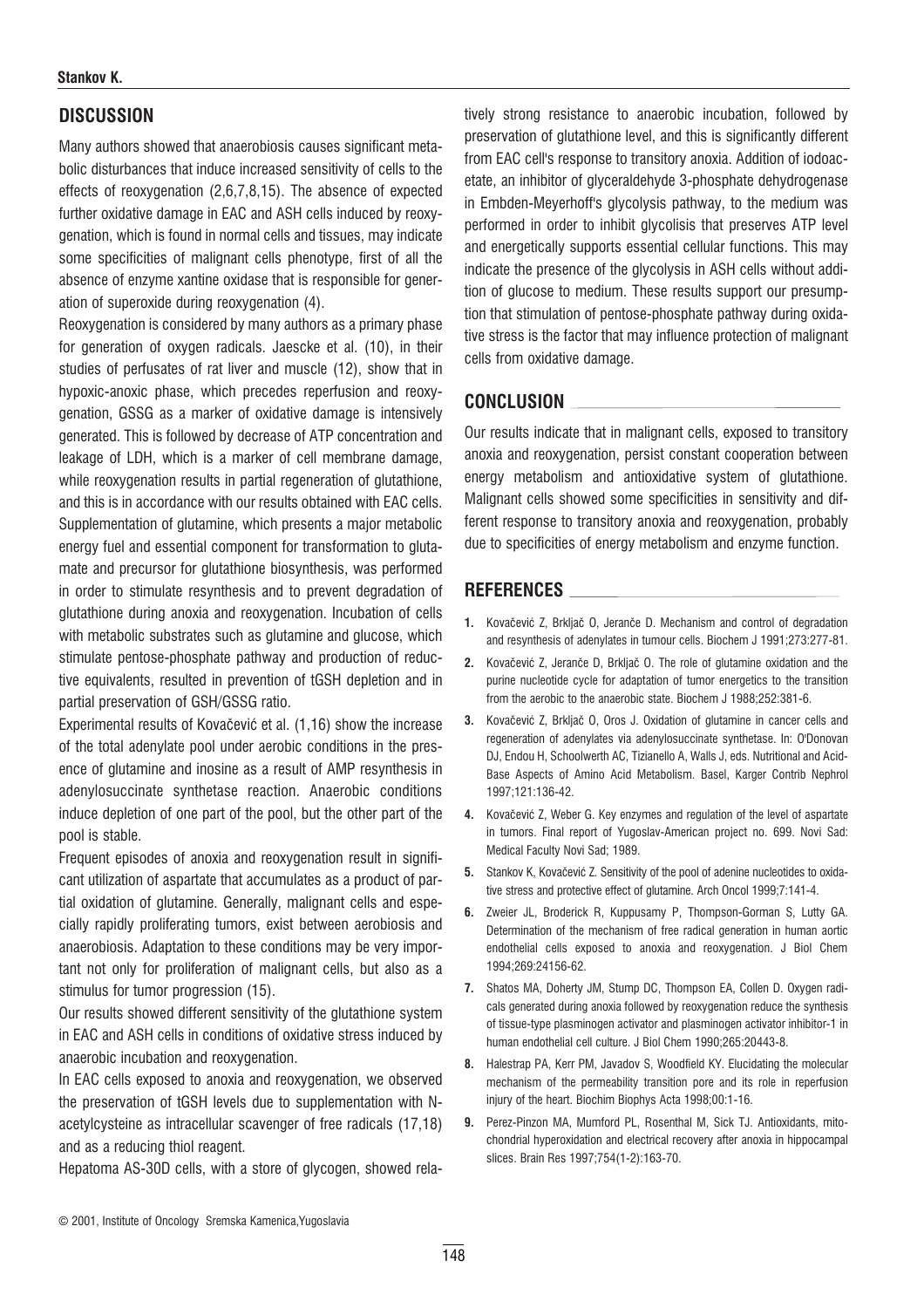## DISCUSSION

Many authors showed that anaerobiosis causes significant metabolic disturbances that induce increased sensitivity of cells to the effects of reoxygenation (2,6,7,8,15). The absence of expected further oxidative damage in EAC and ASH cells induced by reoxygenation, which is found in normal cells and tissues, may indicate some specificities of malignant cells phenotype, first of all the absence of enzyme xantine oxidase that is responsible for generation of superoxide during reoxygenation (4).

Reoxygenation is considered by many authors as a primary phase for generation of oxygen radicals. Jaescke et al. (10), in their studies of perfusates of rat liver and muscle (12), show that in hypoxic-anoxic phase, which precedes reperfusion and reoxygenation, GSSG as a marker of oxidative damage is intensively generated. This is followed by decrease of ATP concentration and leakage of LDH, which is a marker of cell membrane damage, while reoxygenation results in partial regeneration of glutathione, and this is in accordance with our results obtained with EAC cells. Supplementation of glutamine, which presents a major metabolic energy fuel and essential component for transformation to glutamate and precursor for glutathione biosynthesis, was performed in order to stimulate resynthesis and to prevent degradation of glutathione during anoxia and reoxygenation. Incubation of cells with metabolic substrates such as glutamine and glucose, which stimulate pentose-phosphate pathway and production of reductive equivalents, resulted in prevention of tGSH depletion and in partial preservation of GSH/GSSG ratio.

Experimental results of Kovačević et al. (1,16) show the increase of the total adenylate pool under aerobic conditions in the presence of glutamine and inosine as a result of AMP resynthesis in adenylosuccinate synthetase reaction. Anaerobic conditions induce depletion of one part of the pool, but the other part of the pool is stable.

Frequent episodes of anoxia and reoxygenation result in significant utilization of aspartate that accumulates as a product of partial oxidation of glutamine. Generally, malignant cells and especially rapidly proliferating tumors, exist between aerobiosis and anaerobiosis. Adaptation to these conditions may be very important not only for proliferation of malignant cells, but also as a stimulus for tumor progression (15).

Our results showed different sensitivity of the glutathione system in EAC and ASH cells in conditions of oxidative stress induced by anaerobic incubation and reoxygenation.

In EAC cells exposed to anoxia and reoxygenation, we observed the preservation of tGSH levels due to supplementation with N-acetylcysteine as intracellular scavenger of free radicals (17,18) and as a reducing thiol reagent.

Hepatoma AS-30D cells, with a store of glycogen, showed relatively strong resistance to anaerobic incubation, followed by preservation of glutathione level, and this is significantly different from EAC cell's response to transitory anoxia. Addition of iodoacetate, an inhibitor of glyceraldehyde 3-phosphate dehydrogenase in Embden-Meyerhoff's glycolysis pathway, to the medium was performed in order to inhibit glycolisis that preserves ATP level and energetically supports essential cellular functions. This may indicate the presence of the glycolysis in ASH cells without addition of glucose to medium. These results support our presumption that stimulation of pentose-phosphate pathway during oxidative stress is the factor that may influence protection of malignant cells from oxidative damage.

## CONCLUSION

Our results indicate that in malignant cells, exposed to transitory anoxia and reoxygenation, persist constant cooperation between energy metabolism and antioxidative system of glutathione. Malignant cells showed some specificities in sensitivity and different response to transitory anoxia and reoxygenation, probably due to specificities of energy metabolism and enzyme function.

## REFERENCES

1. Kovačević Z, Brkljač O, Jerančе D. Mechanism and control of degradation and resynthesis of adenylates in tumour cells. Biochem J 1991;273:277-81.
2. Kovačević Z, Jerančе D, Brkljač O. The role of glutamine oxidation and the purine nucleotide cycle for adaptation of tumor energetics to the transition from the aerobic to the anaerobic state. Biochem J 1988;252:381-6.
3. Kovačević Z, Brkljač O, Oros J. Oxidation of glutamine in cancer cells and regeneration of adenylates via adenylosuccinate synthetase. In: O'Donovan DJ, Endou H, Schoolwerth AC, Tizianello A, Walls J, eds. Nutritional and Acid-Base Aspects of Amino Acid Metabolism. Basel, Karger Contrib Nephrol 1997;121:136-42.
4. Kovačević Z, Weber G. Key enzymes and regulation of the level of aspartate in tumors. Final report of Yugoslav-American project no. 699. Novi Sad: Medical Faculty Novi Sad; 1989.
5. Stankov K, Kovačević Z. Sensitivity of the pool of adenine nucleotides to oxidative stress and protective effect of glutamine. Arch Oncol 1999;7:141-4.
6. Zweier JL, Broderick R, Kuppusamy P, Thompson-Gorman S, Lutty GA. Determination of the mechanism of free radical generation in human aortic endothelial cells exposed to anoxia and reoxygenation. J Biol Chem 1994;269:24156-62.
7. Shatos MA, Doherty JM, Stump DC, Thompson EA, Collen D. Oxygen radicals generated during anoxia followed by reoxygenation reduce the synthesis of tissue-type plasminogen activator and plasminogen activator inhibitor-1 in human endothelial cell culture. J Biol Chem 1990;265:20443-8.
8. Halestrap PA, Kerr PM, Javadov S, Woodfield KY. Elucidating the molecular mechanism of the permeability transition pore and its role in reperfusion injury of the heart. Biochim Biophys Acta 1998;00:1-16.
9. Perez-Pinzon MA, Mumford PL, Rosenthal M, Sick TJ. Antioxidants, mitochondrial hyperoxidation and electrical recovery after anoxia in hippocampal slices. Brain Res 1997;754(1-2):163-70.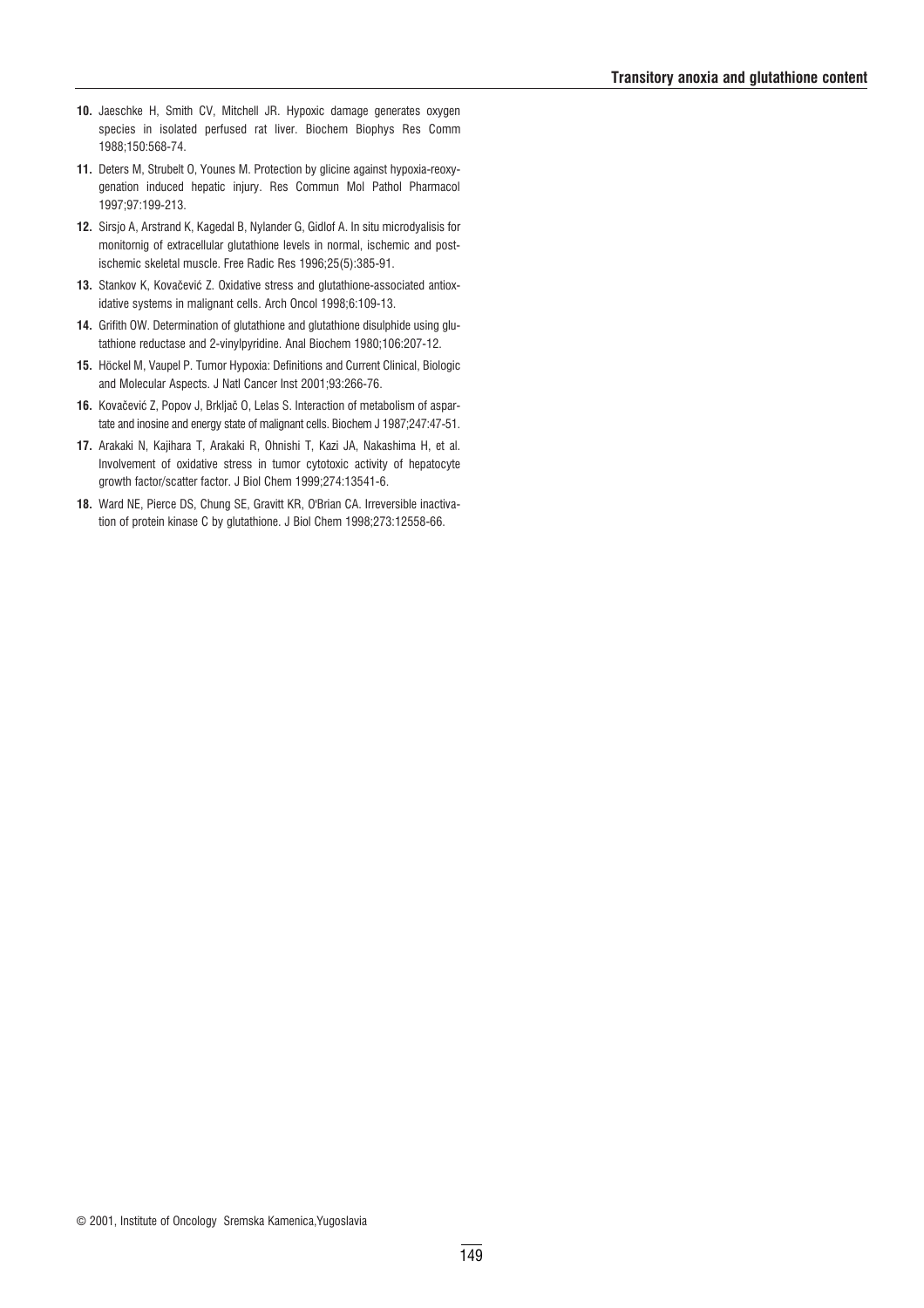10. Jaeschke H, Smith CV, Mitchell JR. Hypoxic damage generates oxygen species in isolated perfused rat liver. Biochem Biophys Res Comm 1988;150:568-74.

11. Deters M, Strubelt O, Younes M. Protection by glicine against hypoxia-reoxygenation induced hepatic injury. Res Commun Mol Pathol Pharmacol 1997;97:199-213.

12. Sirsjo A, Arstrand K, Kagedal B, Nylander G, Gidlof A. In situ microdyalisis for monitornig of extracellular glutathione levels in normal, ischemic and post-ischemic skeletal muscle. Free Radic Res 1996;25(5):385-91.

13. Stankov K, Kovačević Z. Oxidative stress and glutathione-associated antioxidative systems in malignant cells. Arch Oncol 1998;6:109-13.

14. Grifith OW. Determination of glutathione and glutathione disulphide using glutathione reductase and 2-vinylpyridine. Anal Biochem 1980;106:207-12.

15. Höckel M, Vaupel P. Tumor Hypoxia: Definitions and Current Clinical, Biologic and Molecular Aspects. J Natl Cancer Inst 2001;93:266-76.

16. Kovačević Z, Popov J, Brkljač O, Lelas S. Interaction of metabolism of aspartate and inosine and energy state of malignant cells. Biochem J 1987;247:47-51.

17. Arakaki N, Kajihara T, Arakaki R, Ohnishi T, Kazi JA, Nakashima H, et al. Involvement of oxidative stress in tumor cytotoxic activity of hepatocyte growth factor/scatter factor. J Biol Chem 1999;274:13541-6.

18. Ward NE, Pierce DS, Chung SE, Gravitt KR, O'Brian CA. Irreversible inactivation of protein kinase C by glutathione. J Biol Chem 1998;273:12558-66.